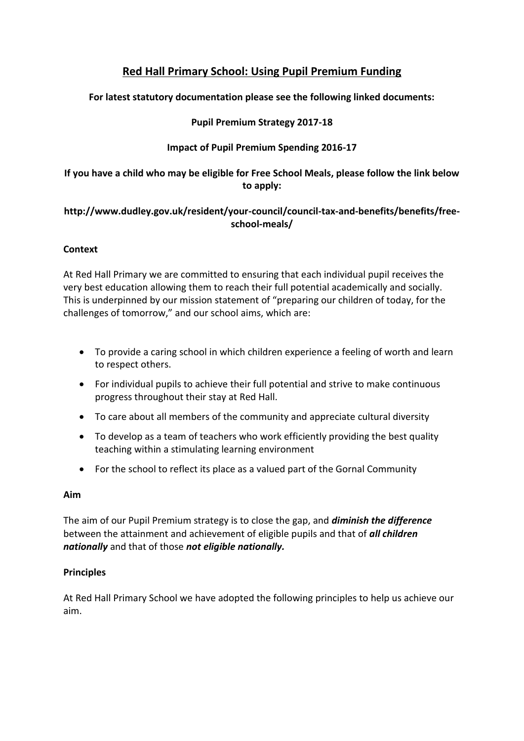# Red Hall Primary School: Using Pupil Premium Funding

**For latest statutory documentation please see the following linked documents:**

**Pupil Premium Strategy 2017-18**

**Impact of Pupil Premium Spending 2016-17**

**If you have a child who may be eligible for Free School Meals, please follow the link below to apply:**

**http://www.dudley.gov.uk/resident/your-council/council-tax-and-benefits/benefits/free-school-meals/**

### Context

At Red Hall Primary we are committed to ensuring that each individual pupil receives the very best education allowing them to reach their full potential academically and socially. This is underpinned by our mission statement of "preparing our children of today, for the challenges of tomorrow," and our school aims, which are:

- To provide a caring school in which children experience a feeling of worth and learn to respect others.
- For individual pupils to achieve their full potential and strive to make continuous progress throughout their stay at Red Hall.
- To care about all members of the community and appreciate cultural diversity
- To develop as a team of teachers who work efficiently providing the best quality teaching within a stimulating learning environment
- For the school to reflect its place as a valued part of the Gornal Community

### Aim

The aim of our Pupil Premium strategy is to close the gap, and ***diminish the difference*** between the attainment and achievement of eligible pupils and that of ***all children nationally*** and that of those ***not eligible nationally.***

### Principles

At Red Hall Primary School we have adopted the following principles to help us achieve our aim.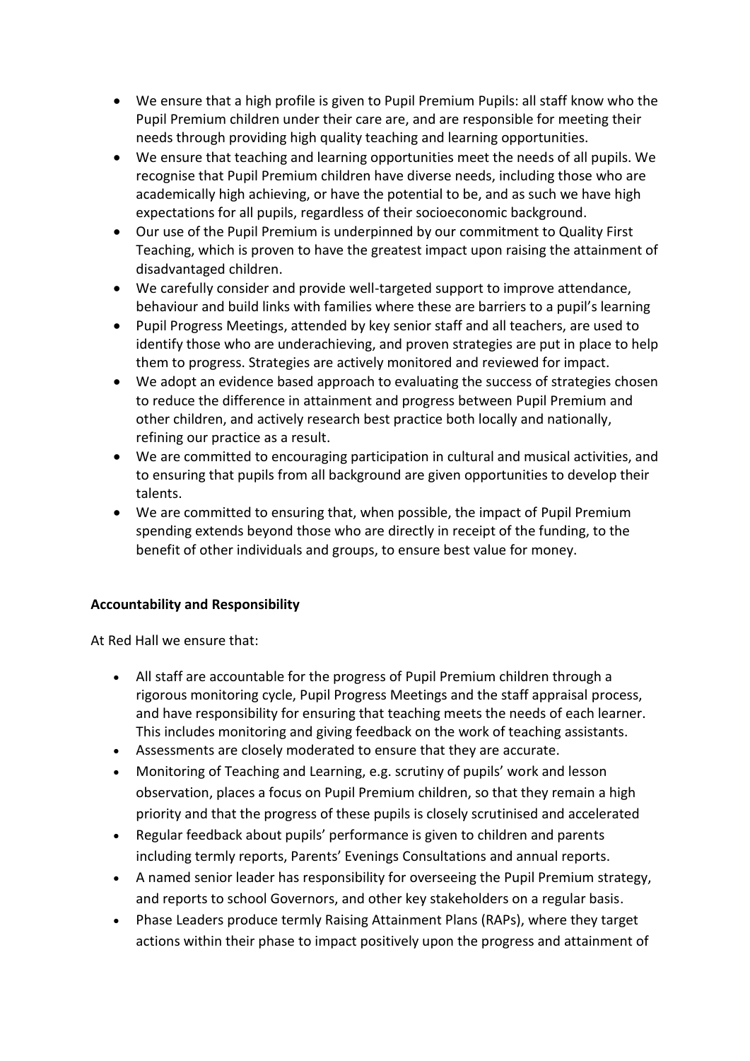- We ensure that a high profile is given to Pupil Premium Pupils: all staff know who the Pupil Premium children under their care are, and are responsible for meeting their needs through providing high quality teaching and learning opportunities.
- We ensure that teaching and learning opportunities meet the needs of all pupils. We recognise that Pupil Premium children have diverse needs, including those who are academically high achieving, or have the potential to be, and as such we have high expectations for all pupils, regardless of their socioeconomic background.
- Our use of the Pupil Premium is underpinned by our commitment to Quality First Teaching, which is proven to have the greatest impact upon raising the attainment of disadvantaged children.
- We carefully consider and provide well-targeted support to improve attendance, behaviour and build links with families where these are barriers to a pupil's learning
- Pupil Progress Meetings, attended by key senior staff and all teachers, are used to identify those who are underachieving, and proven strategies are put in place to help them to progress. Strategies are actively monitored and reviewed for impact.
- We adopt an evidence based approach to evaluating the success of strategies chosen to reduce the difference in attainment and progress between Pupil Premium and other children, and actively research best practice both locally and nationally, refining our practice as a result.
- We are committed to encouraging participation in cultural and musical activities, and to ensuring that pupils from all background are given opportunities to develop their talents.
- We are committed to ensuring that, when possible, the impact of Pupil Premium spending extends beyond those who are directly in receipt of the funding, to the benefit of other individuals and groups, to ensure best value for money.

**Accountability and Responsibility**

At Red Hall we ensure that:

- All staff are accountable for the progress of Pupil Premium children through a rigorous monitoring cycle, Pupil Progress Meetings and the staff appraisal process, and have responsibility for ensuring that teaching meets the needs of each learner. This includes monitoring and giving feedback on the work of teaching assistants.
- Assessments are closely moderated to ensure that they are accurate.
- Monitoring of Teaching and Learning, e.g. scrutiny of pupils' work and lesson observation, places a focus on Pupil Premium children, so that they remain a high priority and that the progress of these pupils is closely scrutinised and accelerated
- Regular feedback about pupils' performance is given to children and parents including termly reports, Parents' Evenings Consultations and annual reports.
- A named senior leader has responsibility for overseeing the Pupil Premium strategy, and reports to school Governors, and other key stakeholders on a regular basis.
- Phase Leaders produce termly Raising Attainment Plans (RAPs), where they target actions within their phase to impact positively upon the progress and attainment of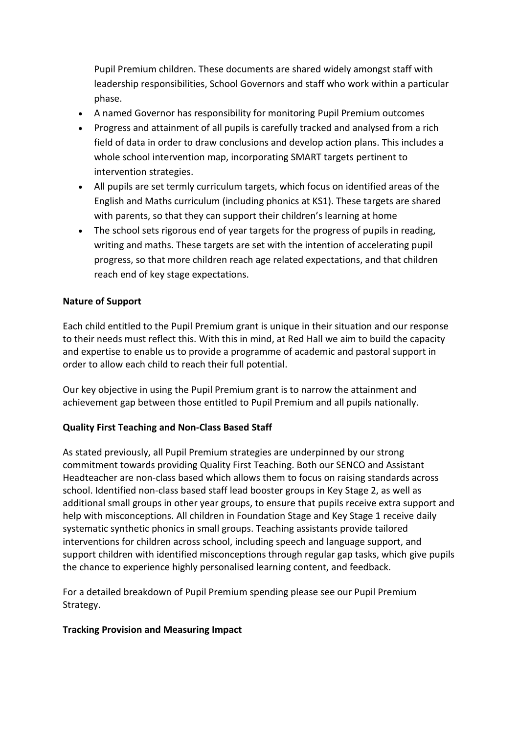Pupil Premium children. These documents are shared widely amongst staff with leadership responsibilities, School Governors and staff who work within a particular phase.

- A named Governor has responsibility for monitoring Pupil Premium outcomes
- Progress and attainment of all pupils is carefully tracked and analysed from a rich field of data in order to draw conclusions and develop action plans. This includes a whole school intervention map, incorporating SMART targets pertinent to intervention strategies.
- All pupils are set termly curriculum targets, which focus on identified areas of the English and Maths curriculum (including phonics at KS1). These targets are shared with parents, so that they can support their children's learning at home
- The school sets rigorous end of year targets for the progress of pupils in reading, writing and maths. These targets are set with the intention of accelerating pupil progress, so that more children reach age related expectations, and that children reach end of key stage expectations.

**Nature of Support**

Each child entitled to the Pupil Premium grant is unique in their situation and our response to their needs must reflect this. With this in mind, at Red Hall we aim to build the capacity and expertise to enable us to provide a programme of academic and pastoral support in order to allow each child to reach their full potential.

Our key objective in using the Pupil Premium grant is to narrow the attainment and achievement gap between those entitled to Pupil Premium and all pupils nationally.

**Quality First Teaching and Non-Class Based Staff**

As stated previously, all Pupil Premium strategies are underpinned by our strong commitment towards providing Quality First Teaching. Both our SENCO and Assistant Headteacher are non-class based which allows them to focus on raising standards across school. Identified non-class based staff lead booster groups in Key Stage 2, as well as additional small groups in other year groups, to ensure that pupils receive extra support and help with misconceptions. All children in Foundation Stage and Key Stage 1 receive daily systematic synthetic phonics in small groups. Teaching assistants provide tailored interventions for children across school, including speech and language support, and support children with identified misconceptions through regular gap tasks, which give pupils the chance to experience highly personalised learning content, and feedback.

For a detailed breakdown of Pupil Premium spending please see our Pupil Premium Strategy.

**Tracking Provision and Measuring Impact**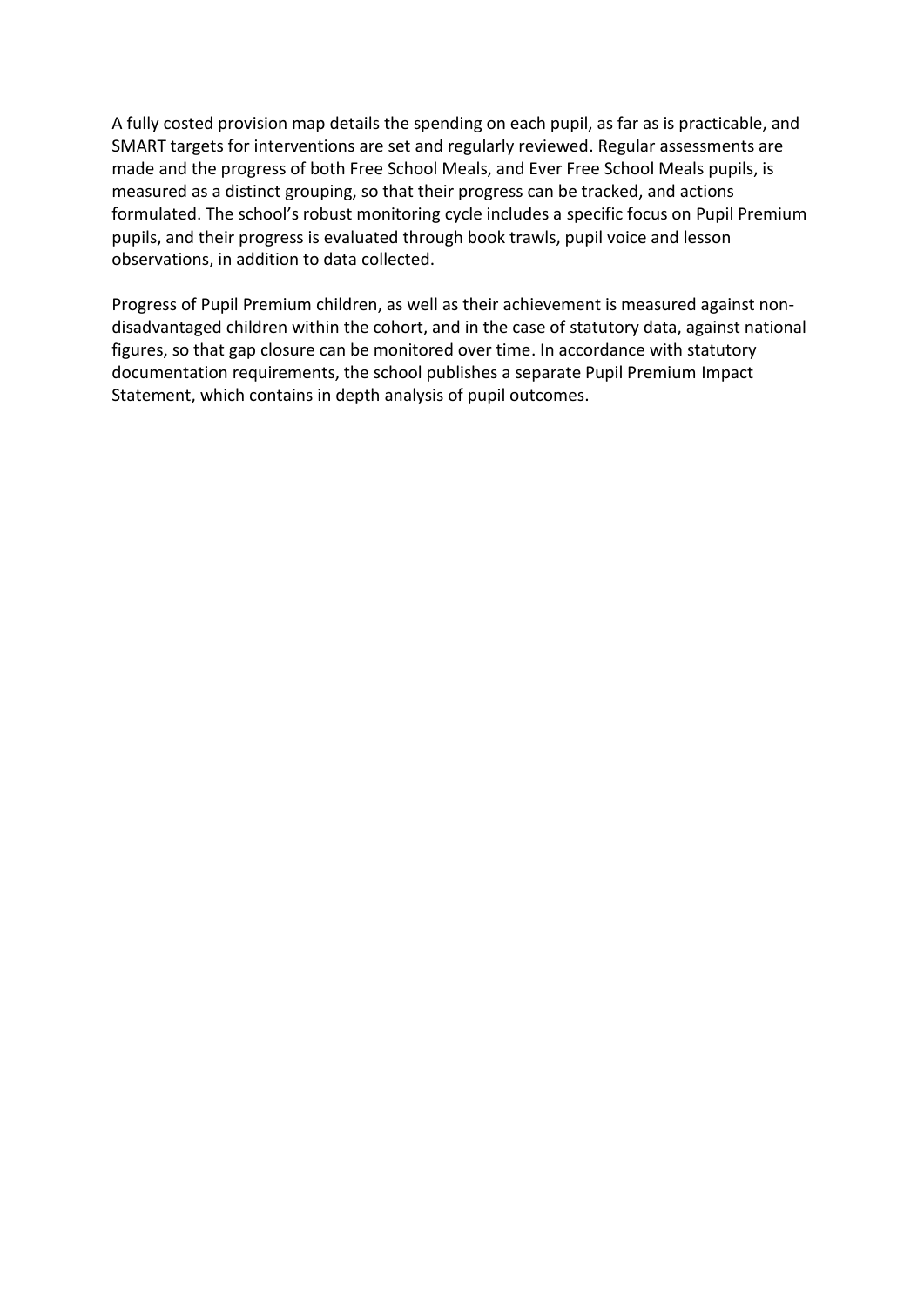A fully costed provision map details the spending on each pupil, as far as is practicable, and SMART targets for interventions are set and regularly reviewed. Regular assessments are made and the progress of both Free School Meals, and Ever Free School Meals pupils, is measured as a distinct grouping, so that their progress can be tracked, and actions formulated. The school's robust monitoring cycle includes a specific focus on Pupil Premium pupils, and their progress is evaluated through book trawls, pupil voice and lesson observations, in addition to data collected.

Progress of Pupil Premium children, as well as their achievement is measured against non-disadvantaged children within the cohort, and in the case of statutory data, against national figures, so that gap closure can be monitored over time. In accordance with statutory documentation requirements, the school publishes a separate Pupil Premium Impact Statement, which contains in depth analysis of pupil outcomes.